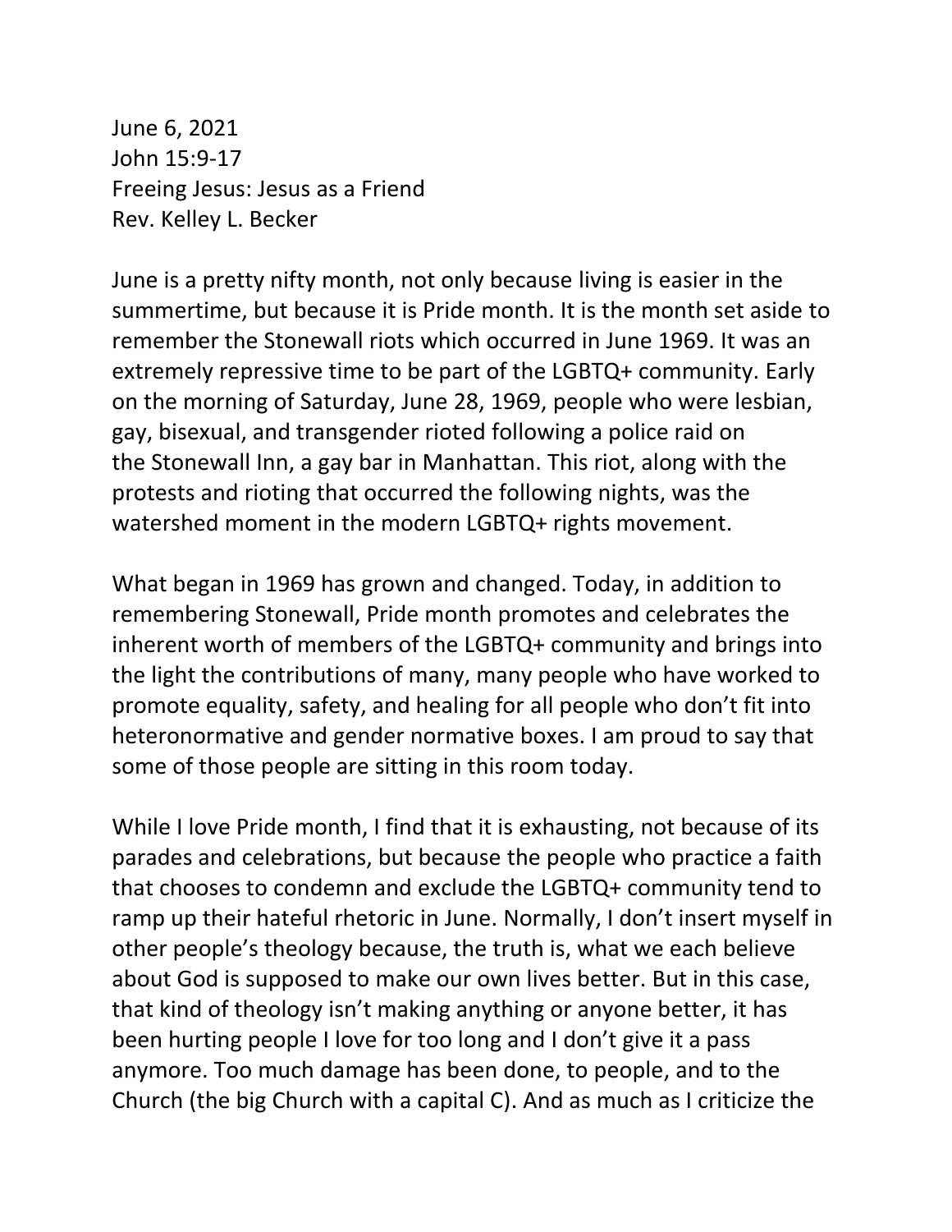June 6, 2021
John 15:9-17
Freeing Jesus: Jesus as a Friend
Rev. Kelley L. Becker

June is a pretty nifty month, not only because living is easier in the summertime, but because it is Pride month. It is the month set aside to remember the Stonewall riots which occurred in June 1969. It was an extremely repressive time to be part of the LGBTQ+ community. Early on the morning of Saturday, June 28, 1969, people who were lesbian, gay, bisexual, and transgender rioted following a police raid on the Stonewall Inn, a gay bar in Manhattan. This riot, along with the protests and rioting that occurred the following nights, was the watershed moment in the modern LGBTQ+ rights movement.

What began in 1969 has grown and changed. Today, in addition to remembering Stonewall, Pride month promotes and celebrates the inherent worth of members of the LGBTQ+ community and brings into the light the contributions of many, many people who have worked to promote equality, safety, and healing for all people who don't fit into heteronormative and gender normative boxes. I am proud to say that some of those people are sitting in this room today.

While I love Pride month, I find that it is exhausting, not because of its parades and celebrations, but because the people who practice a faith that chooses to condemn and exclude the LGBTQ+ community tend to ramp up their hateful rhetoric in June. Normally, I don't insert myself in other people's theology because, the truth is, what we each believe about God is supposed to make our own lives better. But in this case, that kind of theology isn't making anything or anyone better, it has been hurting people I love for too long and I don't give it a pass anymore. Too much damage has been done, to people, and to the Church (the big Church with a capital C). And as much as I criticize the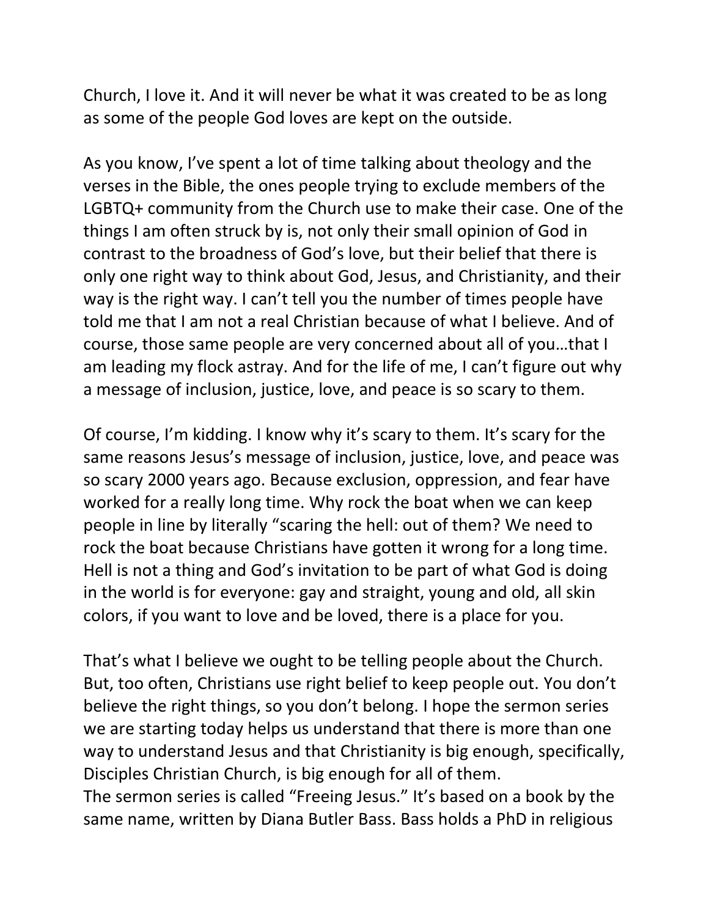Church, I love it. And it will never be what it was created to be as long as some of the people God loves are kept on the outside.

As you know, I've spent a lot of time talking about theology and the verses in the Bible, the ones people trying to exclude members of the LGBTQ+ community from the Church use to make their case. One of the things I am often struck by is, not only their small opinion of God in contrast to the broadness of God's love, but their belief that there is only one right way to think about God, Jesus, and Christianity, and their way is the right way. I can't tell you the number of times people have told me that I am not a real Christian because of what I believe. And of course, those same people are very concerned about all of you…that I am leading my flock astray. And for the life of me, I can't figure out why a message of inclusion, justice, love, and peace is so scary to them.

Of course, I'm kidding. I know why it's scary to them. It's scary for the same reasons Jesus's message of inclusion, justice, love, and peace was so scary 2000 years ago. Because exclusion, oppression, and fear have worked for a really long time. Why rock the boat when we can keep people in line by literally "scaring the hell: out of them? We need to rock the boat because Christians have gotten it wrong for a long time. Hell is not a thing and God's invitation to be part of what God is doing in the world is for everyone: gay and straight, young and old, all skin colors, if you want to love and be loved, there is a place for you.

That's what I believe we ought to be telling people about the Church. But, too often, Christians use right belief to keep people out. You don't believe the right things, so you don't belong. I hope the sermon series we are starting today helps us understand that there is more than one way to understand Jesus and that Christianity is big enough, specifically, Disciples Christian Church, is big enough for all of them.

The sermon series is called "Freeing Jesus." It's based on a book by the same name, written by Diana Butler Bass. Bass holds a PhD in religious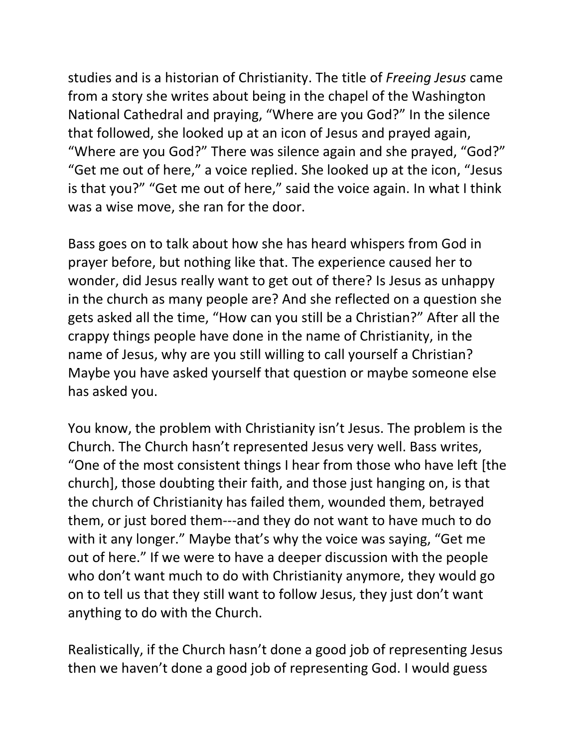studies and is a historian of Christianity. The title of *Freeing Jesus* came from a story she writes about being in the chapel of the Washington National Cathedral and praying, "Where are you God?" In the silence that followed, she looked up at an icon of Jesus and prayed again, "Where are you God?" There was silence again and she prayed, "God?" "Get me out of here," a voice replied. She looked up at the icon, "Jesus is that you?" "Get me out of here," said the voice again. In what I think was a wise move, she ran for the door.

Bass goes on to talk about how she has heard whispers from God in prayer before, but nothing like that. The experience caused her to wonder, did Jesus really want to get out of there? Is Jesus as unhappy in the church as many people are? And she reflected on a question she gets asked all the time, "How can you still be a Christian?" After all the crappy things people have done in the name of Christianity, in the name of Jesus, why are you still willing to call yourself a Christian? Maybe you have asked yourself that question or maybe someone else has asked you.

You know, the problem with Christianity isn't Jesus. The problem is the Church. The Church hasn't represented Jesus very well. Bass writes, "One of the most consistent things I hear from those who have left [the church], those doubting their faith, and those just hanging on, is that the church of Christianity has failed them, wounded them, betrayed them, or just bored them---and they do not want to have much to do with it any longer." Maybe that's why the voice was saying, "Get me out of here." If we were to have a deeper discussion with the people who don't want much to do with Christianity anymore, they would go on to tell us that they still want to follow Jesus, they just don't want anything to do with the Church.

Realistically, if the Church hasn't done a good job of representing Jesus then we haven't done a good job of representing God. I would guess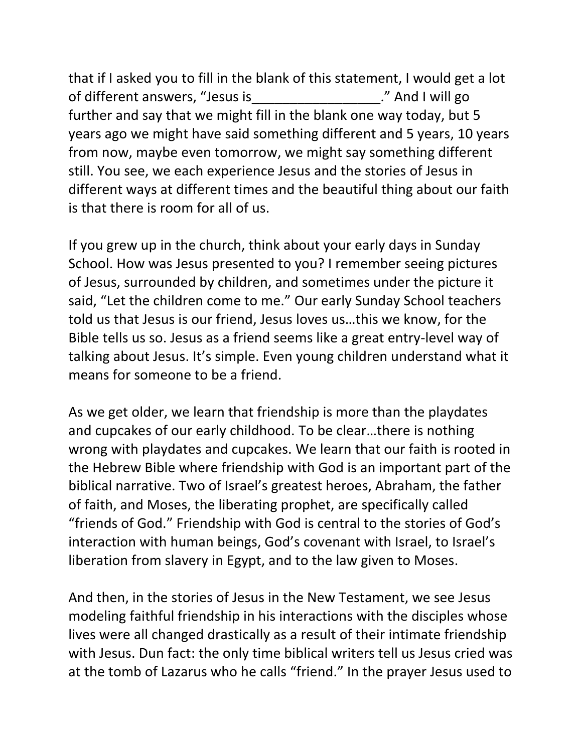that if I asked you to fill in the blank of this statement, I would get a lot of different answers, "Jesus is_________________." And I will go further and say that we might fill in the blank one way today, but 5 years ago we might have said something different and 5 years, 10 years from now, maybe even tomorrow, we might say something different still. You see, we each experience Jesus and the stories of Jesus in different ways at different times and the beautiful thing about our faith is that there is room for all of us.

If you grew up in the church, think about your early days in Sunday School. How was Jesus presented to you? I remember seeing pictures of Jesus, surrounded by children, and sometimes under the picture it said, "Let the children come to me." Our early Sunday School teachers told us that Jesus is our friend, Jesus loves us…this we know, for the Bible tells us so. Jesus as a friend seems like a great entry-level way of talking about Jesus. It's simple. Even young children understand what it means for someone to be a friend.

As we get older, we learn that friendship is more than the playdates and cupcakes of our early childhood. To be clear…there is nothing wrong with playdates and cupcakes. We learn that our faith is rooted in the Hebrew Bible where friendship with God is an important part of the biblical narrative. Two of Israel's greatest heroes, Abraham, the father of faith, and Moses, the liberating prophet, are specifically called "friends of God." Friendship with God is central to the stories of God's interaction with human beings, God's covenant with Israel, to Israel's liberation from slavery in Egypt, and to the law given to Moses.

And then, in the stories of Jesus in the New Testament, we see Jesus modeling faithful friendship in his interactions with the disciples whose lives were all changed drastically as a result of their intimate friendship with Jesus. Dun fact: the only time biblical writers tell us Jesus cried was at the tomb of Lazarus who he calls "friend." In the prayer Jesus used to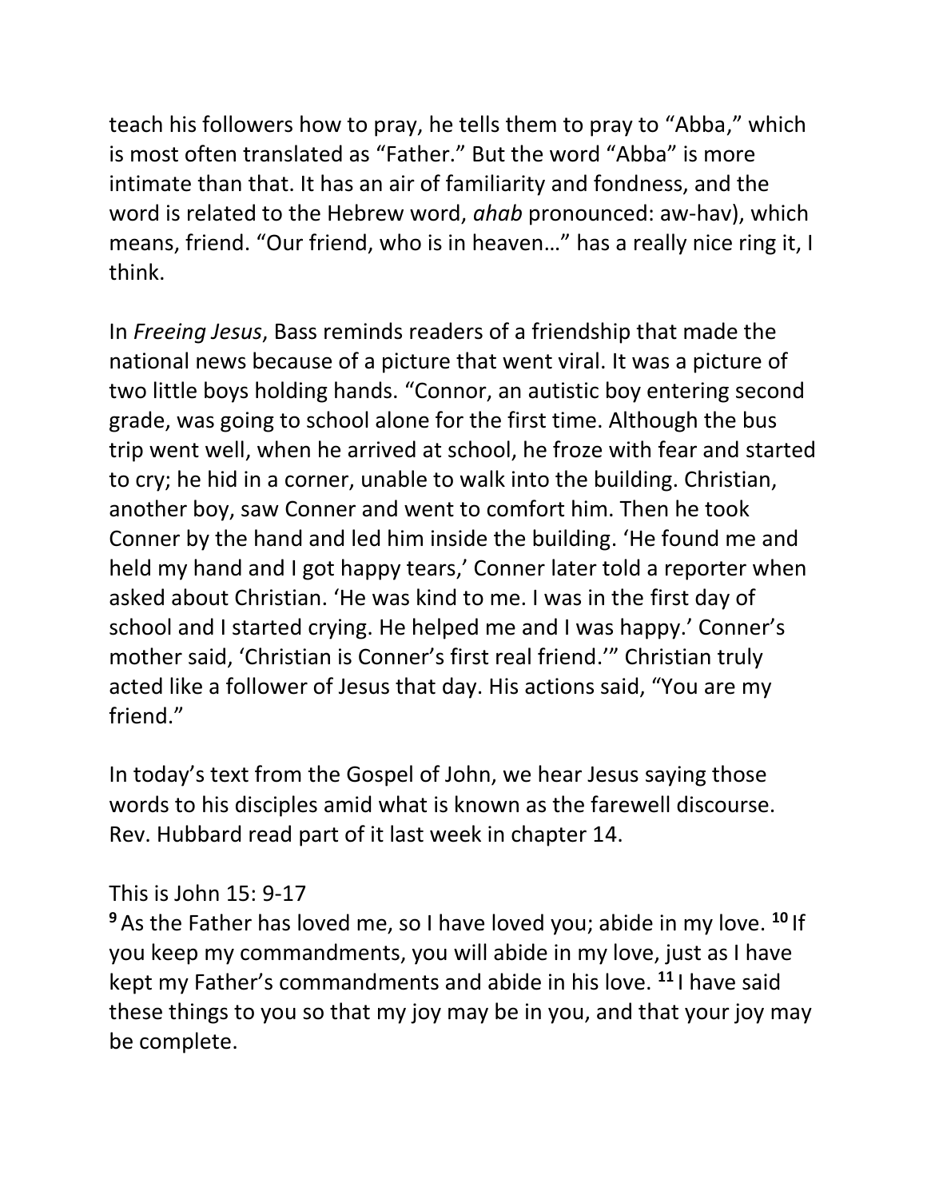teach his followers how to pray, he tells them to pray to "Abba," which is most often translated as "Father." But the word "Abba" is more intimate than that. It has an air of familiarity and fondness, and the word is related to the Hebrew word, *ahab* pronounced: aw-hav), which means, friend. "Our friend, who is in heaven…" has a really nice ring it, I think.

In *Freeing Jesus*, Bass reminds readers of a friendship that made the national news because of a picture that went viral. It was a picture of two little boys holding hands. "Connor, an autistic boy entering second grade, was going to school alone for the first time. Although the bus trip went well, when he arrived at school, he froze with fear and started to cry; he hid in a corner, unable to walk into the building. Christian, another boy, saw Conner and went to comfort him. Then he took Conner by the hand and led him inside the building. 'He found me and held my hand and I got happy tears,' Conner later told a reporter when asked about Christian. 'He was kind to me. I was in the first day of school and I started crying. He helped me and I was happy.' Conner's mother said, 'Christian is Conner's first real friend.'" Christian truly acted like a follower of Jesus that day. His actions said, "You are my friend."

In today's text from the Gospel of John, we hear Jesus saying those words to his disciples amid what is known as the farewell discourse. Rev. Hubbard read part of it last week in chapter 14.

This is John 15: 9-17

**9** As the Father has loved me, so I have loved you; abide in my love. **10** If you keep my commandments, you will abide in my love, just as I have kept my Father's commandments and abide in his love. **11** I have said these things to you so that my joy may be in you, and that your joy may be complete.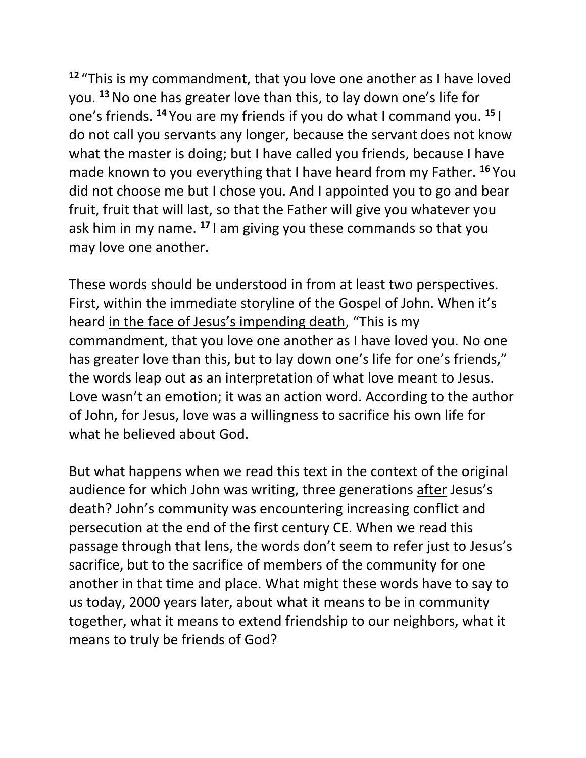[12] "This is my commandment, that you love one another as I have loved you. [13] No one has greater love than this, to lay down one's life for one's friends. [14] You are my friends if you do what I command you. [15] I do not call you servants any longer, because the servant does not know what the master is doing; but I have called you friends, because I have made known to you everything that I have heard from my Father. [16] You did not choose me but I chose you. And I appointed you to go and bear fruit, fruit that will last, so that the Father will give you whatever you ask him in my name. [17] I am giving you these commands so that you may love one another.

These words should be understood in from at least two perspectives. First, within the immediate storyline of the Gospel of John. When it's heard <u>in the face of Jesus's impending death</u>, "This is my commandment, that you love one another as I have loved you. No one has greater love than this, but to lay down one's life for one's friends," the words leap out as an interpretation of what love meant to Jesus. Love wasn't an emotion; it was an action word. According to the author of John, for Jesus, love was a willingness to sacrifice his own life for what he believed about God.

But what happens when we read this text in the context of the original audience for which John was writing, three generations <u>after</u> Jesus's death? John's community was encountering increasing conflict and persecution at the end of the first century CE. When we read this passage through that lens, the words don't seem to refer just to Jesus's sacrifice, but to the sacrifice of members of the community for one another in that time and place. What might these words have to say to us today, 2000 years later, about what it means to be in community together, what it means to extend friendship to our neighbors, what it means to truly be friends of God?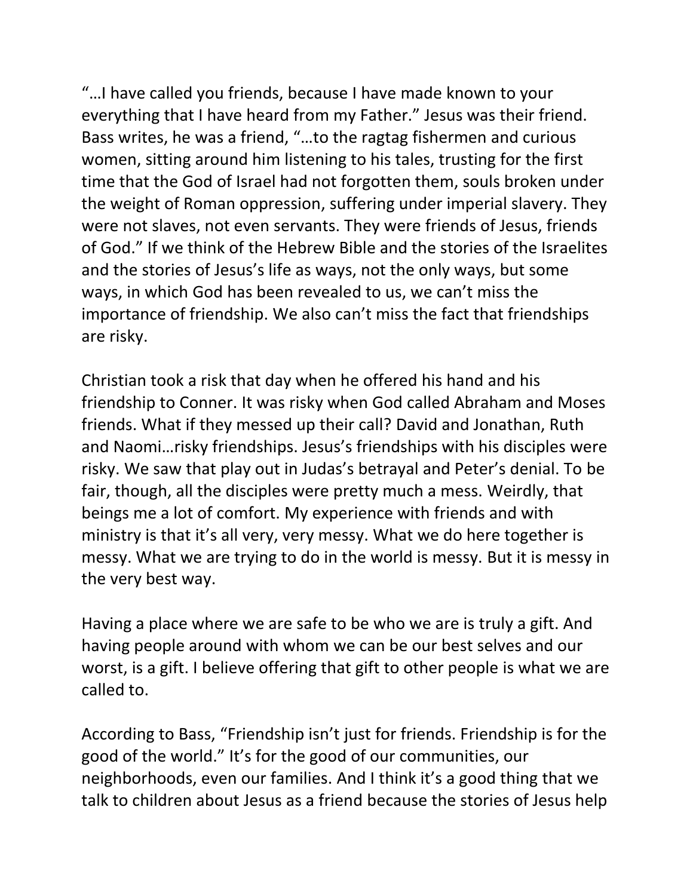"…I have called you friends, because I have made known to your everything that I have heard from my Father." Jesus was their friend. Bass writes, he was a friend, "…to the ragtag fishermen and curious women, sitting around him listening to his tales, trusting for the first time that the God of Israel had not forgotten them, souls broken under the weight of Roman oppression, suffering under imperial slavery. They were not slaves, not even servants. They were friends of Jesus, friends of God." If we think of the Hebrew Bible and the stories of the Israelites and the stories of Jesus's life as ways, not the only ways, but some ways, in which God has been revealed to us, we can't miss the importance of friendship. We also can't miss the fact that friendships are risky.

Christian took a risk that day when he offered his hand and his friendship to Conner. It was risky when God called Abraham and Moses friends. What if they messed up their call? David and Jonathan, Ruth and Naomi…risky friendships. Jesus's friendships with his disciples were risky. We saw that play out in Judas's betrayal and Peter's denial. To be fair, though, all the disciples were pretty much a mess. Weirdly, that beings me a lot of comfort. My experience with friends and with ministry is that it's all very, very messy. What we do here together is messy. What we are trying to do in the world is messy. But it is messy in the very best way.

Having a place where we are safe to be who we are is truly a gift. And having people around with whom we can be our best selves and our worst, is a gift. I believe offering that gift to other people is what we are called to.

According to Bass, "Friendship isn't just for friends. Friendship is for the good of the world." It's for the good of our communities, our neighborhoods, even our families. And I think it's a good thing that we talk to children about Jesus as a friend because the stories of Jesus help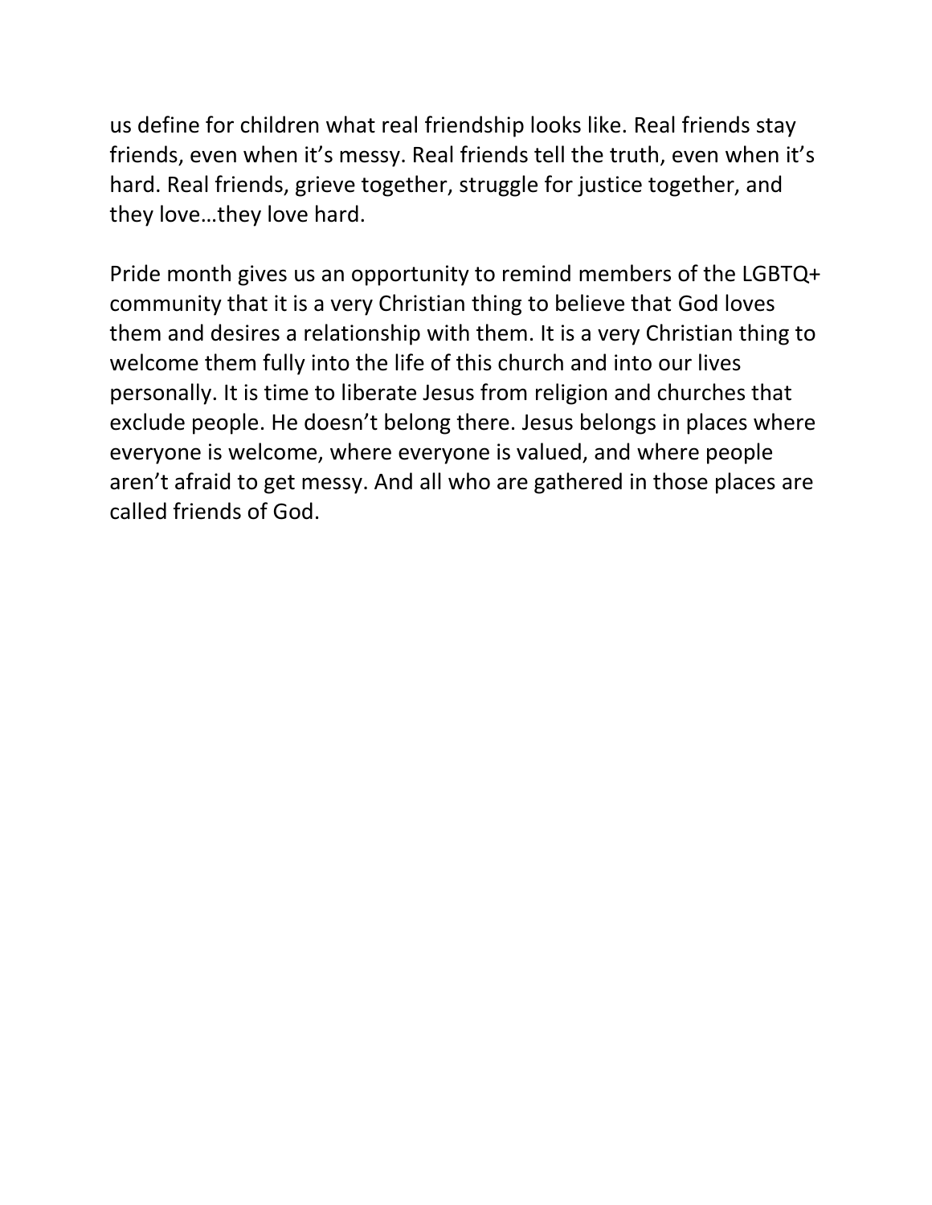us define for children what real friendship looks like. Real friends stay friends, even when it's messy. Real friends tell the truth, even when it's hard. Real friends, grieve together, struggle for justice together, and they love…they love hard.

Pride month gives us an opportunity to remind members of the LGBTQ+ community that it is a very Christian thing to believe that God loves them and desires a relationship with them. It is a very Christian thing to welcome them fully into the life of this church and into our lives personally. It is time to liberate Jesus from religion and churches that exclude people. He doesn't belong there. Jesus belongs in places where everyone is welcome, where everyone is valued, and where people aren't afraid to get messy. And all who are gathered in those places are called friends of God.